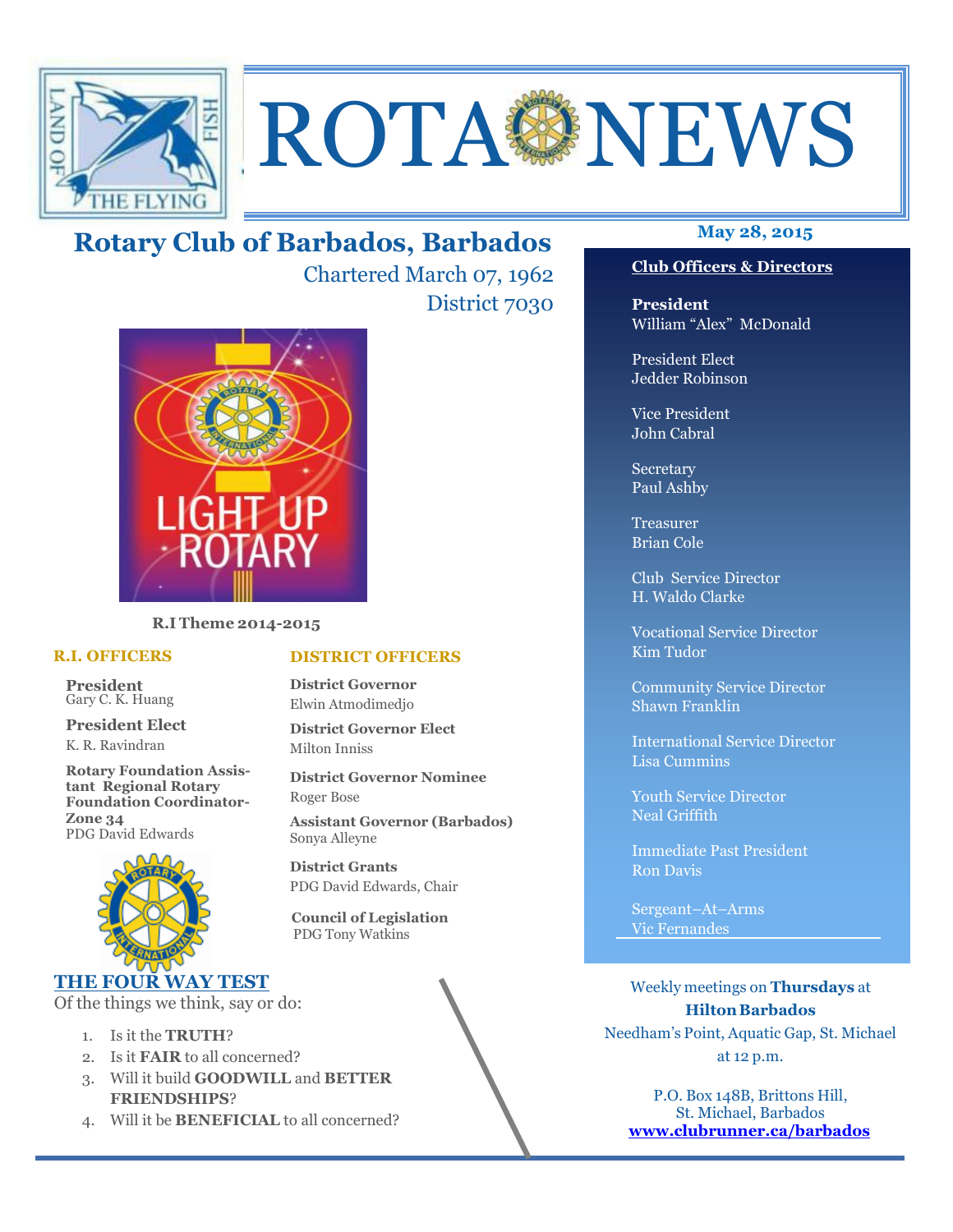# ROTA NEWS

## Rotary Club of Barbados, Barbados

Chartered March 07, 1962

District 7030

**May 28, 2015**

R.I Theme 2014-2015

### R.I. OFFICERS

**President**
Gary C. K. Huang

**President Elect**
K. R. Ravindran

**Rotary Foundation Assistant Regional Rotary Foundation Coordinator-Zone 34**
PDG David Edwards

### DISTRICT OFFICERS

**District Governor**
Elwin Atmodimedjo

**District Governor Elect**
Milton Inniss

**District Governor Nominee**
Roger Bose

**Assistant Governor (Barbados)**
Sonya Alleyne

**District Grants**
PDG David Edwards, Chair

**Council of Legislation**
PDG Tony Watkins

### THE FOUR WAY TEST

Of the things we think, say or do:

1. Is it the **TRUTH**?
2. Is it **FAIR** to all concerned?
3. Will it build **GOODWILL** and **BETTER FRIENDSHIPS**?
4. Will it be **BENEFICIAL** to all concerned?

### Club Officers & Directors

**President**
William "Alex" McDonald

President Elect
Jedder Robinson

Vice President
John Cabral

Secretary
Paul Ashby

Treasurer
Brian Cole

Club Service Director
H. Waldo Clarke

Vocational Service Director
Kim Tudor

Community Service Director
Shawn Franklin

International Service Director
Lisa Cummins

Youth Service Director
Neal Griffith

Immediate Past President
Ron Davis

Sergeant–At–Arms
Vic Fernandes

Weekly meetings on **Thursdays** at **Hilton Barbados**
Needham's Point, Aquatic Gap, St. Michael
at 12 p.m.

P.O. Box 148B, Brittons Hill,
St. Michael, Barbados
**www.clubrunner.ca/barbados**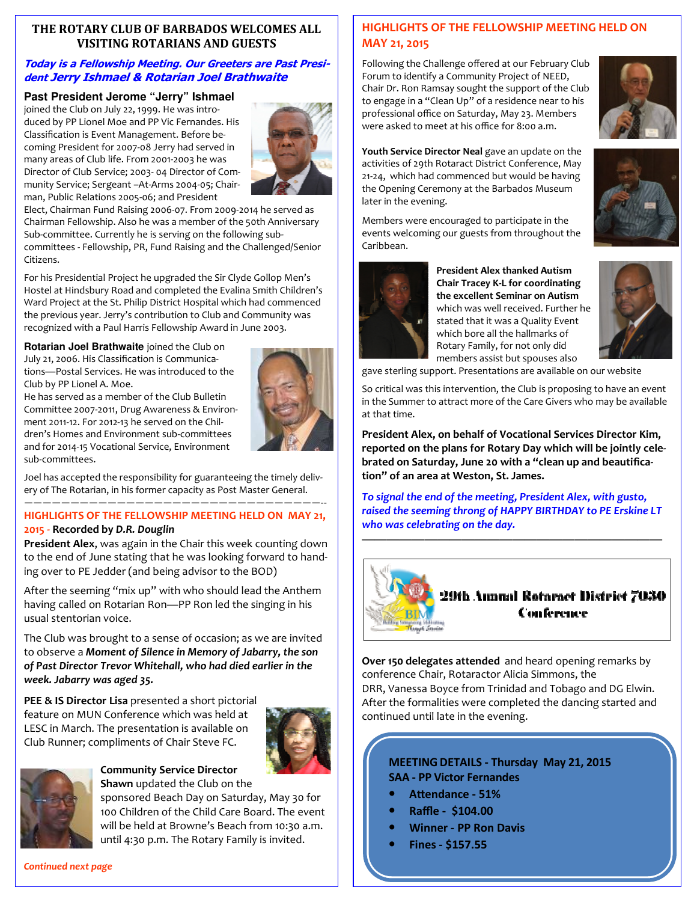## THE ROTARY CLUB OF BARBADOS WELCOMES ALL VISITING ROTARIANS AND GUESTS

***Today is a Fellowship Meeting. Our Greeters are Past President Jerry Ishmael & Rotarian Joel Brathwaite***

**Past President Jerome "Jerry" Ishmael** joined the Club on July 22, 1999. He was introduced by PP Lionel Moe and PP Vic Fernandes. His Classification is Event Management. Before becoming President for 2007-08 Jerry had served in many areas of Club life. From 2001-2003 he was Director of Club Service; 2003- 04 Director of Community Service; Sergeant –At-Arms 2004-05; Chairman, Public Relations 2005-06; and President Elect, Chairman Fund Raising 2006-07. From 2009-2014 he served as Chairman Fellowship. Also he was a member of the 50th Anniversary Sub-committee. Currently he is serving on the following sub-committees - Fellowship, PR, Fund Raising and the Challenged/Senior Citizens.

For his Presidential Project he upgraded the Sir Clyde Gollop Men's Hostel at Hindsbury Road and completed the Evalina Smith Children's Ward Project at the St. Philip District Hospital which had commenced the previous year. Jerry's contribution to Club and Community was recognized with a Paul Harris Fellowship Award in June 2003.

**Rotarian Joel Brathwaite** joined the Club on July 21, 2006. His Classification is Communications—Postal Services. He was introduced to the Club by PP Lionel A. Moe.
He has served as a member of the Club Bulletin Committee 2007-2011, Drug Awareness & Environment 2011-12. For 2012-13 he served on the Children's Homes and Environment sub-committees and for 2014-15 Vocational Service, Environment sub-committees.

Joel has accepted the responsibility for guaranteeing the timely delivery of The Rotarian, in his former capacity as Post Master General.

---

### HIGHLIGHTS OF THE FELLOWSHIP MEETING HELD ON MAY 21, 2015 - Recorded by *D.R. Douglin*

**President Alex**, was again in the Chair this week counting down to the end of June stating that he was looking forward to handing over to PE Jedder (and being advisor to the BOD)

After the seeming "mix up" with who should lead the Anthem having called on Rotarian Ron—PP Ron led the singing in his usual stentorian voice.

The Club was brought to a sense of occasion; as we are invited to observe a ***Moment of Silence in Memory of Jabarry, the son of Past Director Trevor Whitehall, who had died earlier in the week. Jabarry was aged 35.***

**PEE & IS Director Lisa** presented a short pictorial feature on MUN Conference which was held at LESC in March. The presentation is available on Club Runner; compliments of Chair Steve FC.

**Community Service Director Shawn** updated the Club on the sponsored Beach Day on Saturday, May 30 for 100 Children of the Child Care Board. The event will be held at Browne's Beach from 10:30 a.m. until 4:30 p.m. The Rotary Family is invited.

*Continued next page*

### HIGHLIGHTS OF THE FELLOWSHIP MEETING HELD ON MAY 21, 2015

Following the Challenge offered at our February Club Forum to identify a Community Project of NEED, Chair Dr. Ron Ramsay sought the support of the Club to engage in a "Clean Up" of a residence near to his professional office on Saturday, May 23. Members were asked to meet at his office for 8:00 a.m.

**Youth Service Director Neal** gave an update on the activities of 29th Rotaract District Conference, May 21-24, which had commenced but would be having the Opening Ceremony at the Barbados Museum later in the evening.

Members were encouraged to participate in the events welcoming our guests from throughout the Caribbean.

**President Alex thanked Autism Chair Tracey K-L for coordinating the excellent Seminar on Autism** which was well received. Further he stated that it was a Quality Event which bore all the hallmarks of Rotary Family, for not only did members assist but spouses also gave sterling support. Presentations are available on our website

So critical was this intervention, the Club is proposing to have an event in the Summer to attract more of the Care Givers who may be available at that time.

**President Alex, on behalf of Vocational Services Director Kim, reported on the plans for Rotary Day which will be jointly celebrated on Saturday, June 20 with a "clean up and beautification" of an area at Weston, St. James.**

***To signal the end of the meeting, President Alex, with gusto, raised the seeming throng of HAPPY BIRTHDAY to PE Erskine LT who was celebrating on the day.***

---

**29th Annual Rotaract District 7030 Conference**

**Over 150 delegates attended** and heard opening remarks by conference Chair, Rotaractor Alicia Simmons, the DRR, Vanessa Boyce from Trinidad and Tobago and DG Elwin. After the formalities were completed the dancing started and continued until late in the evening.

**MEETING DETAILS - Thursday May 21, 2015**
**SAA - PP Victor Fernandes**

- **Attendance - 51%**
- **Raffle - $104.00**
- **Winner - PP Ron Davis**
- **Fines - $157.55**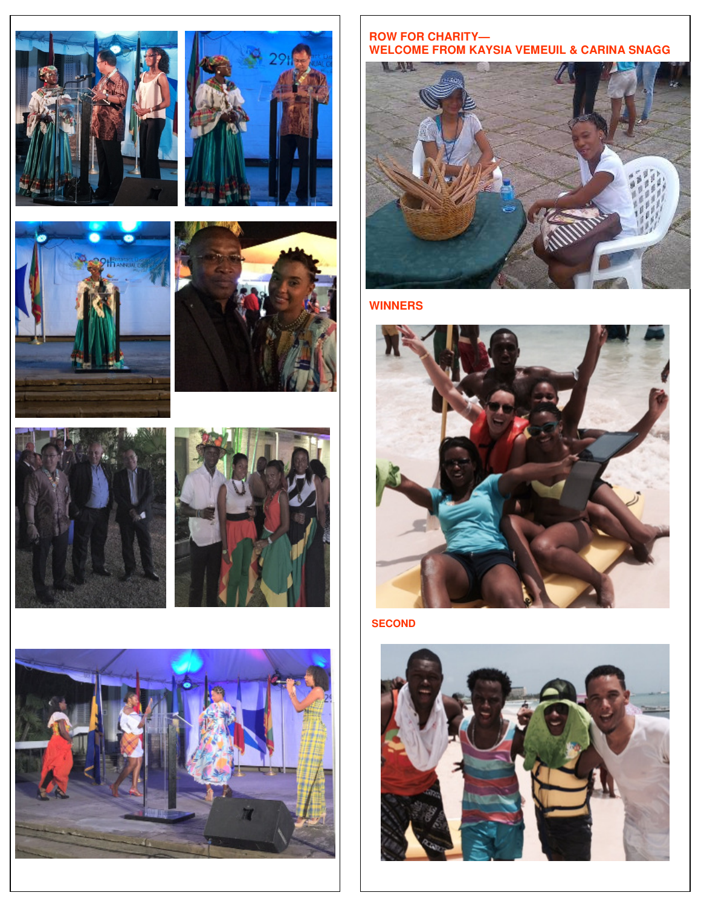## ROW FOR CHARITY— WELCOME FROM KAYSIA VEMEUIL & CARINA SNAGG

## WINNERS

## SECOND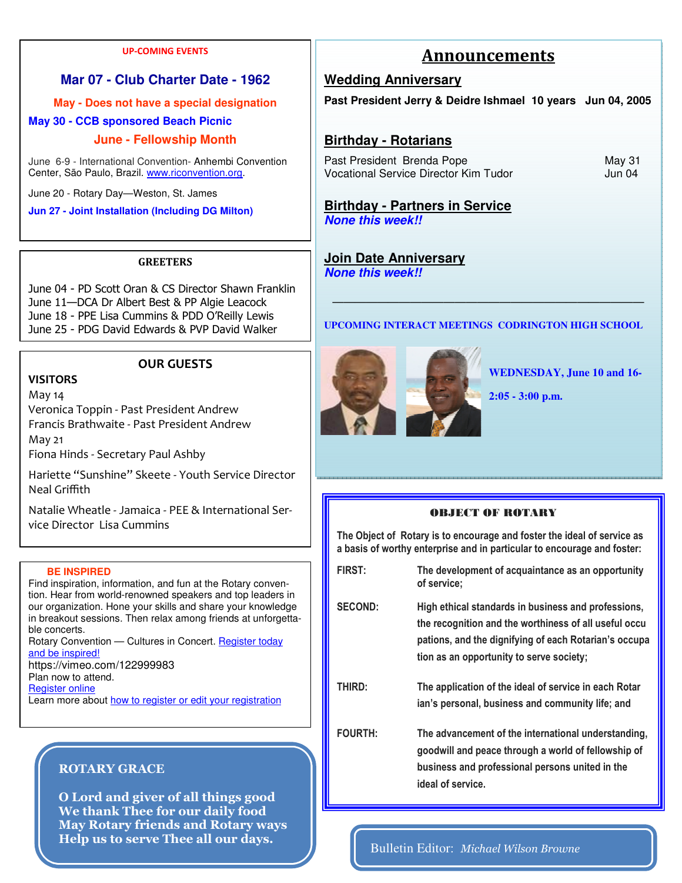**UP-COMING EVENTS**

**Mar 07 - Club Charter Date - 1962**

**May - Does not have a special designation**

**May 30 - CCB sponsored Beach Picnic**

**June - Fellowship Month**

June 6-9 - International Convention- Anhembi Convention Center, São Paulo, Brazil. [www.riconvention.org](www.riconvention.org).

June 20 - Rotary Day—Weston, St. James

**Jun 27 - Joint Installation (Including DG Milton)**

**GREETERS**

June 04 - PD Scott Oran & CS Director Shawn Franklin
June 11—DCA Dr Albert Best & PP Algie Leacock
June 18 - PPE Lisa Cummins & PDD O'Reilly Lewis
June 25 - PDG David Edwards & PVP David Walker

**OUR GUESTS**

**VISITORS**

May 14
Veronica Toppin - Past President Andrew
Francis Brathwaite - Past President Andrew
May 21
Fiona Hinds - Secretary Paul Ashby

Hariette "Sunshine" Skeete - Youth Service Director Neal Griffith

Natalie Wheatle - Jamaica - PEE & International Service Director Lisa Cummins

**BE INSPIRED**

Find inspiration, information, and fun at the Rotary convention. Hear from world-renowned speakers and top leaders in our organization. Hone your skills and share your knowledge in breakout sessions. Then relax among friends at unforgettable concerts.
Rotary Convention — Cultures in Concert. Register today and be inspired!
https://vimeo.com/122999983
Plan now to attend.
Register online
Learn more about how to register or edit your registration

**ROTARY GRACE**

**O Lord and giver of all things good**
**We thank Thee for our daily food**
**May Rotary friends and Rotary ways**
**Help us to serve Thee all our days.**

# Announcements

## Wedding Anniversary

**Past President Jerry & Deidre Ishmael 10 years Jun 04, 2005**

## Birthday - Rotarians

| | |
|---|---|
| Past President Brenda Pope | May 31 |
| Vocational Service Director Kim Tudor | Jun 04 |

## Birthday - Partners in Service

***None this week!!***

## Join Date Anniversary

***None this week!!***

---

**UPCOMING INTERACT MEETINGS CODRINGTON HIGH SCHOOL**

**WEDNESDAY, June 10 and 16-**

**2:05 - 3:00 p.m.**

**OBJECT OF ROTARY**

**The Object of Rotary is to encourage and foster the ideal of service as a basis of worthy enterprise and in particular to encourage and foster:**

**FIRST:** The development of acquaintance as an opportunity of service;

**SECOND:** High ethical standards in business and professions, the recognition and the worthiness of all useful occupations, and the dignifying of each Rotarian's occupation as an opportunity to serve society;

**THIRD:** The application of the ideal of service in each Rotarian's personal, business and community life; and

**FOURTH:** The advancement of the international understanding, goodwill and peace through a world of fellowship of business and professional persons united in the ideal of service.

Bulletin Editor: *Michael Wilson Browne*